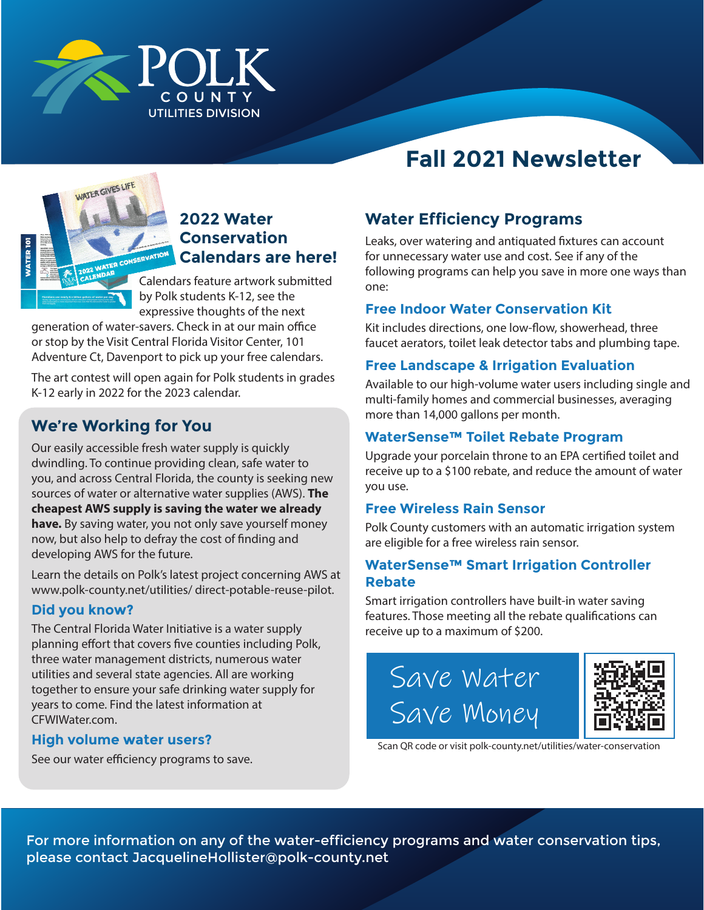POLK COUNTY UTILITIES DIVISION

# Fall 2021 Newsletter

## 2022 Water Conservation Calendars are here!

Calendars feature artwork submitted by Polk students K-12, see the expressive thoughts of the next generation of water-savers. Check in at our main office or stop by the Visit Central Florida Visitor Center, 101 Adventure Ct, Davenport to pick up your free calendars.

The art contest will open again for Polk students in grades K-12 early in 2022 for the 2023 calendar.

## We're Working for You

Our easily accessible fresh water supply is quickly dwindling. To continue providing clean, safe water to you, and across Central Florida, the county is seeking new sources of water or alternative water supplies (AWS). **The cheapest AWS supply is saving the water we already have.** By saving water, you not only save yourself money now, but also help to defray the cost of finding and developing AWS for the future.

Learn the details on Polk's latest project concerning AWS at www.polk-county.net/utilities/ direct-potable-reuse-pilot.

### Did you know?

The Central Florida Water Initiative is a water supply planning effort that covers five counties including Polk, three water management districts, numerous water utilities and several state agencies. All are working together to ensure your safe drinking water supply for years to come. Find the latest information at CFWIWater.com.

### High volume water users?

See our water efficiency programs to save.

## Water Efficiency Programs

Leaks, over watering and antiquated fixtures can account for unnecessary water use and cost. See if any of the following programs can help you save in more ones ways than one:

### Free Indoor Water Conservation Kit

Kit includes directions, one low-flow, showerhead, three faucet aerators, toilet leak detector tabs and plumbing tape.

### Free Landscape & Irrigation Evaluation

Available to our high-volume water users including single and multi-family homes and commercial businesses, averaging more than 14,000 gallons per month.

### WaterSense™ Toilet Rebate Program

Upgrade your porcelain throne to an EPA certified toilet and receive up to a $100 rebate, and reduce the amount of water you use.

### Free Wireless Rain Sensor

Polk County customers with an automatic irrigation system are eligible for a free wireless rain sensor.

### WaterSense™ Smart Irrigation Controller Rebate

Smart irrigation controllers have built-in water saving features. Those meeting all the rebate qualifications can receive up to a maximum of $200.

Save Water Save Money

Scan QR code or visit polk-county.net/utilities/water-conservation

For more information on any of the water-efficiency programs and water conservation tips, please contact JacquelineHollister@polk-county.net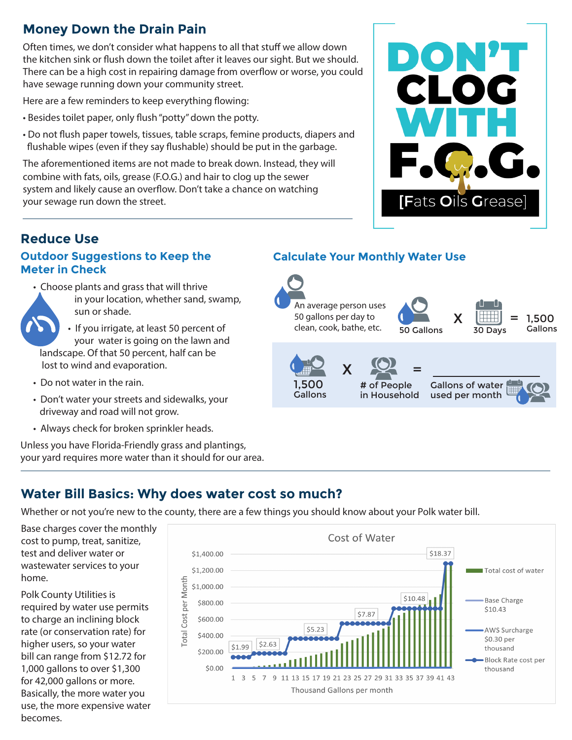## Money Down the Drain Pain

Often times, we don't consider what happens to all that stuff we allow down the kitchen sink or flush down the toilet after it leaves our sight. But we should. There can be a high cost in repairing damage from overflow or worse, you could have sewage running down your community street.

Here are a few reminders to keep everything flowing:

- Besides toilet paper, only flush "potty" down the potty.
- Do not flush paper towels, tissues, table scraps, femine products, diapers and flushable wipes (even if they say flushable) should be put in the garbage.

The aforementioned items are not made to break down. Instead, they will combine with fats, oils, grease (F.O.G.) and hair to clog up the sewer system and likely cause an overflow. Don't take a chance on watching your sewage run down the street.

**DON'T CLOG WITH F.O.G.**

[Fats Oils Grease]

---

## Reduce Use

### Outdoor Suggestions to Keep the Meter in Check

- Choose plants and grass that will thrive in your location, whether sand, swamp, sun or shade.
- If you irrigate, at least 50 percent of your water is going on the lawn and landscape. Of that 50 percent, half can be lost to wind and evaporation.
- Do not water in the rain.
- Don't water your streets and sidewalks, your driveway and road will not grow.
- Always check for broken sprinkler heads.

Unless you have Florida-Friendly grass and plantings, your yard requires more water than it should for our area.

### Calculate Your Monthly Water Use

An average person uses 50 gallons per day to clean, cook, bathe, etc.

50 Gallons X 30 Days = 1,500 Gallons

1,500 Gallons X # of People in Household = ______ Gallons of water used per month

---

## Water Bill Basics: Why does water cost so much?

Whether or not you're new to the county, there are a few things you should know about your Polk water bill.

Base charges cover the monthly cost to pump, treat, sanitize, test and deliver water or wastewater services to your home.

Polk County Utilities is required by water use permits to charge an inclining block rate (or conservation rate) for higher users, so your water bill can range from $12.72 for 1,000 gallons to over $1,300 for 42,000 gallons or more. Basically, the more water you use, the more expensive water becomes.

Cost of Water

Total Cost per Month

$0.00, $200.00, $400.00, $600.00, $800.00, $1,000.00, $1,200.00, $1,400.00

Thousand Gallons per month

1 3 5 7 9 11 13 15 17 19 21 23 25 27 29 31 33 35 37 39 41 43

$1.99, $2.63, $5.23, $7.87, $10.48, $18.37

Total cost of water

Base Charge $10.43

AWS Surcharge $0.30 per thousand

Block Rate cost per thousand